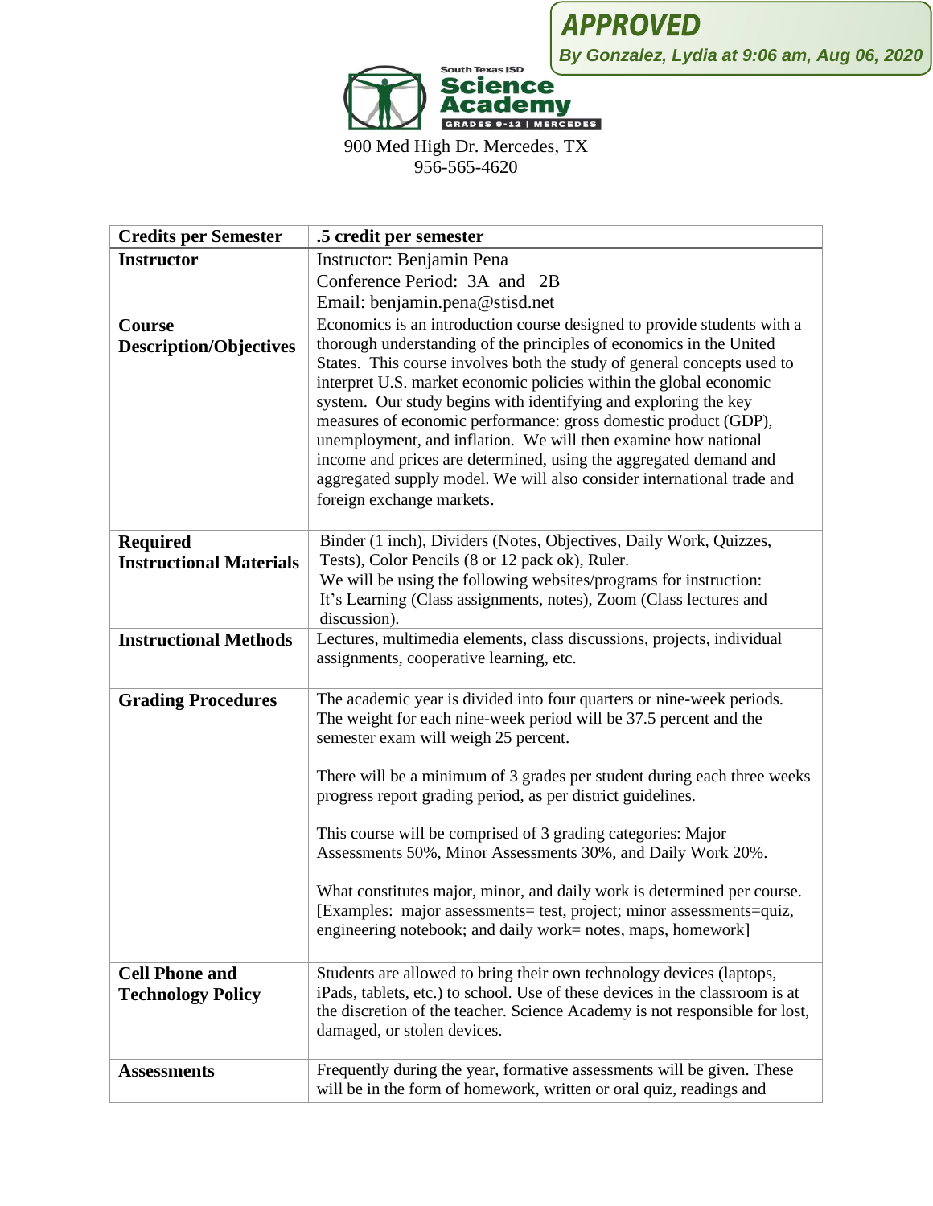**APPROVED**
*By Gonzalez, Lydia at 9:06 am, Aug 06, 2020*

South Texas ISD
**Science Academy**
GRADES 9-12 | MERCEDES

900 Med High Dr. Mercedes, TX
956-565-4620

| **Credits per Semester** | **.5 credit per semester** |
|---|---|
| **Instructor** | Instructor: Benjamin Pena<br>Conference Period: 3A and 2B<br>Email: benjamin.pena@stisd.net |
| **Course Description/Objectives** | Economics is an introduction course designed to provide students with a thorough understanding of the principles of economics in the United States. This course involves both the study of general concepts used to interpret U.S. market economic policies within the global economic system. Our study begins with identifying and exploring the key measures of economic performance: gross domestic product (GDP), unemployment, and inflation. We will then examine how national income and prices are determined, using the aggregated demand and aggregated supply model. We will also consider international trade and foreign exchange markets. |
| **Required Instructional Materials** | Binder (1 inch), Dividers (Notes, Objectives, Daily Work, Quizzes, Tests), Color Pencils (8 or 12 pack ok), Ruler.<br>We will be using the following websites/programs for instruction:<br>It's Learning (Class assignments, notes), Zoom (Class lectures and discussion). |
| **Instructional Methods** | Lectures, multimedia elements, class discussions, projects, individual assignments, cooperative learning, etc. |
| **Grading Procedures** | The academic year is divided into four quarters or nine-week periods. The weight for each nine-week period will be 37.5 percent and the semester exam will weigh 25 percent.<br><br>There will be a minimum of 3 grades per student during each three weeks progress report grading period, as per district guidelines.<br><br>This course will be comprised of 3 grading categories: Major Assessments 50%, Minor Assessments 30%, and Daily Work 20%.<br><br>What constitutes major, minor, and daily work is determined per course. [Examples: major assessments= test, project; minor assessments=quiz, engineering notebook; and daily work= notes, maps, homework] |
| **Cell Phone and Technology Policy** | Students are allowed to bring their own technology devices (laptops, iPads, tablets, etc.) to school. Use of these devices in the classroom is at the discretion of the teacher. Science Academy is not responsible for lost, damaged, or stolen devices. |
| **Assessments** | Frequently during the year, formative assessments will be given. These will be in the form of homework, written or oral quiz, readings and |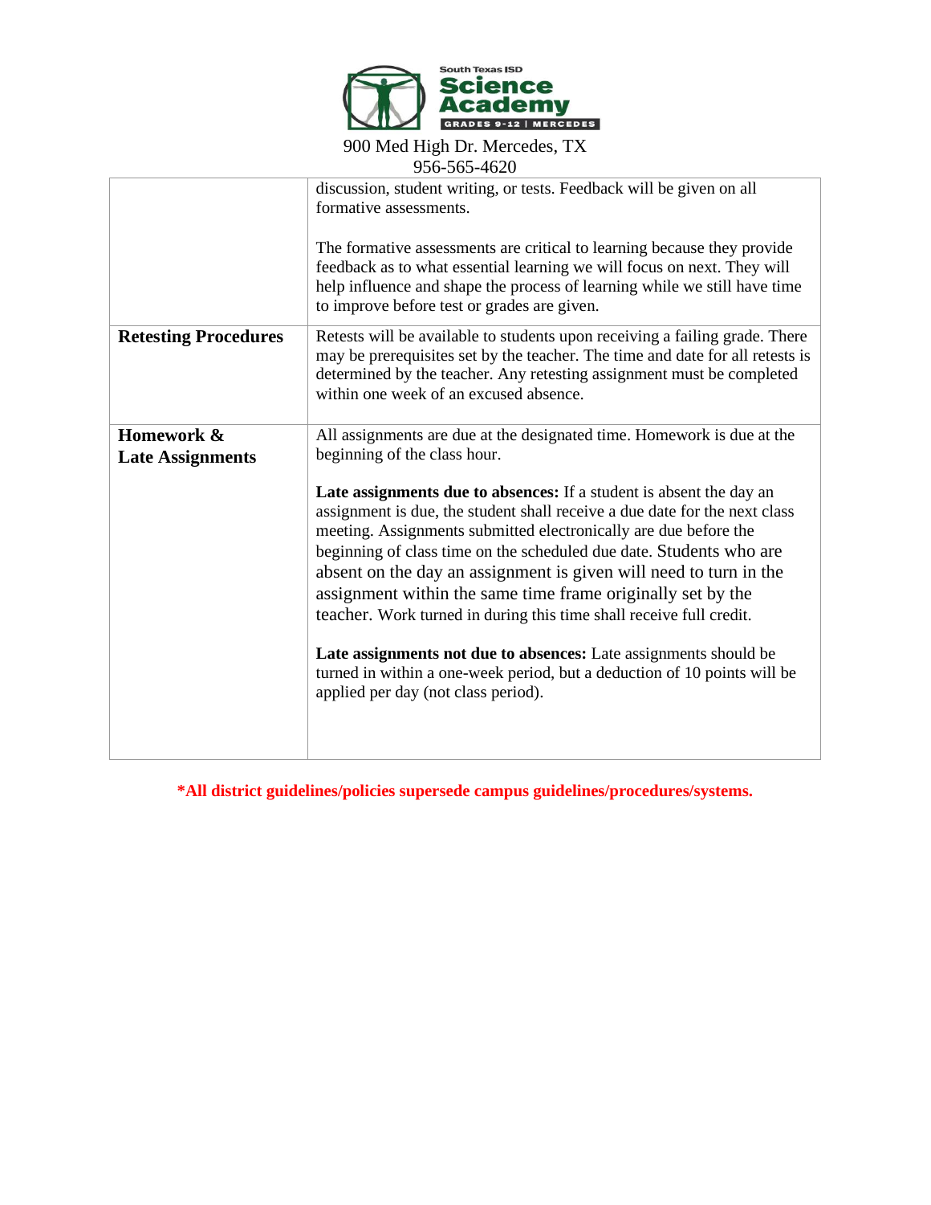900 Med High Dr. Mercedes, TX
956-565-4620

| | |
|---|---|
| | discussion, student writing, or tests. Feedback will be given on all formative assessments.<br><br>The formative assessments are critical to learning because they provide feedback as to what essential learning we will focus on next. They will help influence and shape the process of learning while we still have time to improve before test or grades are given. |
| **Retesting Procedures** | Retests will be available to students upon receiving a failing grade. There may be prerequisites set by the teacher. The time and date for all retests is determined by the teacher. Any retesting assignment must be completed within one week of an excused absence. |
| **Homework & Late Assignments** | All assignments are due at the designated time. Homework is due at the beginning of the class hour.<br><br>**Late assignments due to absences:** If a student is absent the day an assignment is due, the student shall receive a due date for the next class meeting. Assignments submitted electronically are due before the beginning of class time on the scheduled due date. Students who are absent on the day an assignment is given will need to turn in the assignment within the same time frame originally set by the teacher. Work turned in during this time shall receive full credit.<br><br>**Late assignments not due to absences:** Late assignments should be turned in within a one-week period, but a deduction of 10 points will be applied per day (not class period). |

**\*All district guidelines/policies supersede campus guidelines/procedures/systems.**